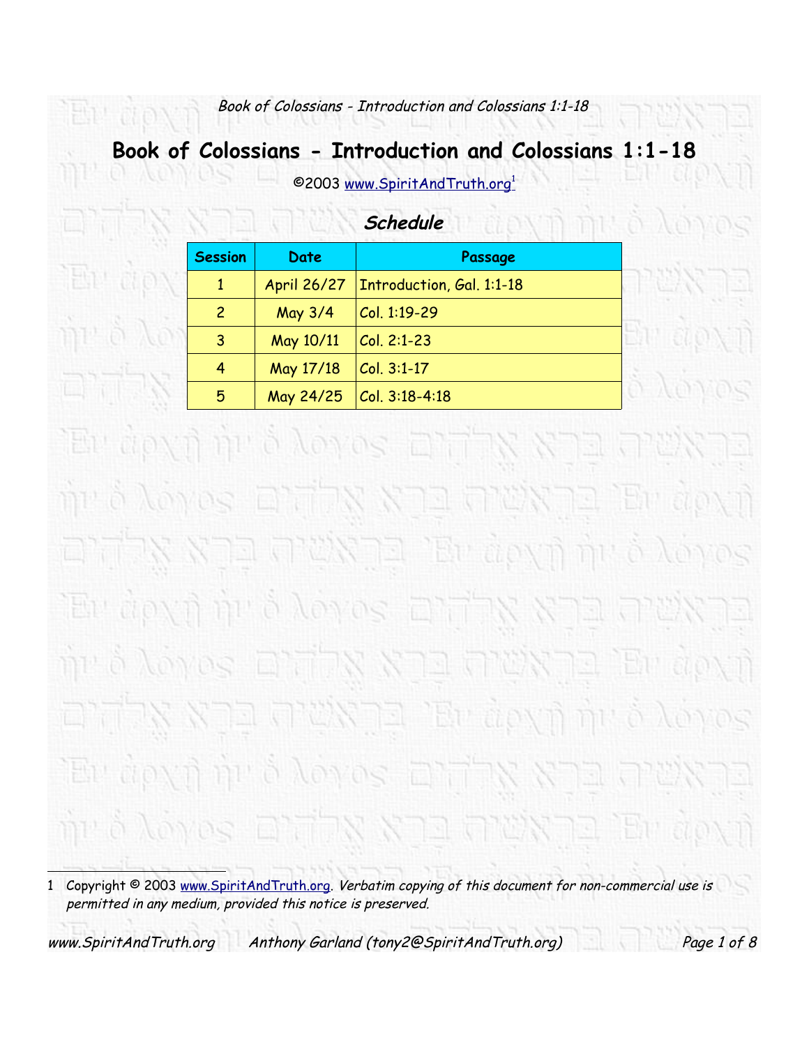# Book of Colossians - Introduction and Colossians 1:1-18

©2003 www.SpiritAndTruth.org[1]

## *Schedule*

| Session | Date | Passage |
|---|---|---|
| 1 | April 26/27 | Introduction, Gal. 1:1-18 |
| 2 | May 3/4 | Col. 1:19-29 |
| 3 | May 10/11 | Col. 2:1-23 |
| 4 | May 17/18 | Col. 3:1-17 |
| 5 | May 24/25 | Col. 3:18-4:18 |

---

1 Copyright © 2003 www.SpiritAndTruth.org. *Verbatim copying of this document for non-commercial use is permitted in any medium, provided this notice is preserved.*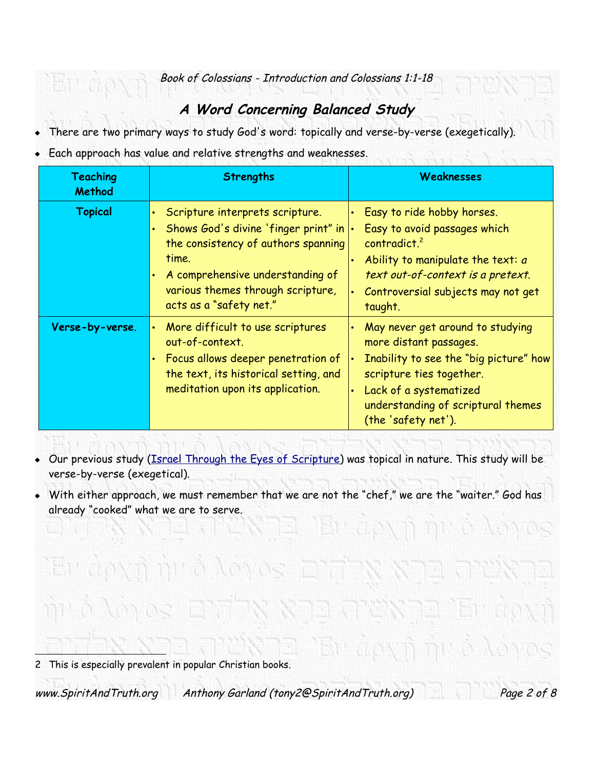## A Word Concerning Balanced Study

- There are two primary ways to study God's word: topically and verse-by-verse (exegetically).
- Each approach has value and relative strengths and weaknesses.

| Teaching Method | Strengths | Weaknesses |
|---|---|---|
| **Topical** | • Scripture interprets scripture.<br>• Shows God's divine 'finger print" in the consistency of authors spanning time.<br>• A comprehensive understanding of various themes through scripture, acts as a "safety net." | • Easy to ride hobby horses.<br>• Easy to avoid passages which contradict.[2]<br>• Ability to manipulate the text: *a text out-of-context is a pretext.*<br>• Controversial subjects may not get taught. |
| **Verse-by-verse**. | • More difficult to use scriptures out-of-context.<br>• Focus allows deeper penetration of the text, its historical setting, and meditation upon its application. | • May never get around to studying more distant passages.<br>• Inability to see the "big picture" how scripture ties together.<br>• Lack of a systematized understanding of scriptural themes (the 'safety net'). |

- Our previous study (Israel Through the Eyes of Scripture) was topical in nature. This study will be verse-by-verse (exegetical).
- With either approach, we must remember that we are not the "chef," we are the "waiter." God has already "cooked" what we are to serve.

2 This is especially prevalent in popular Christian books.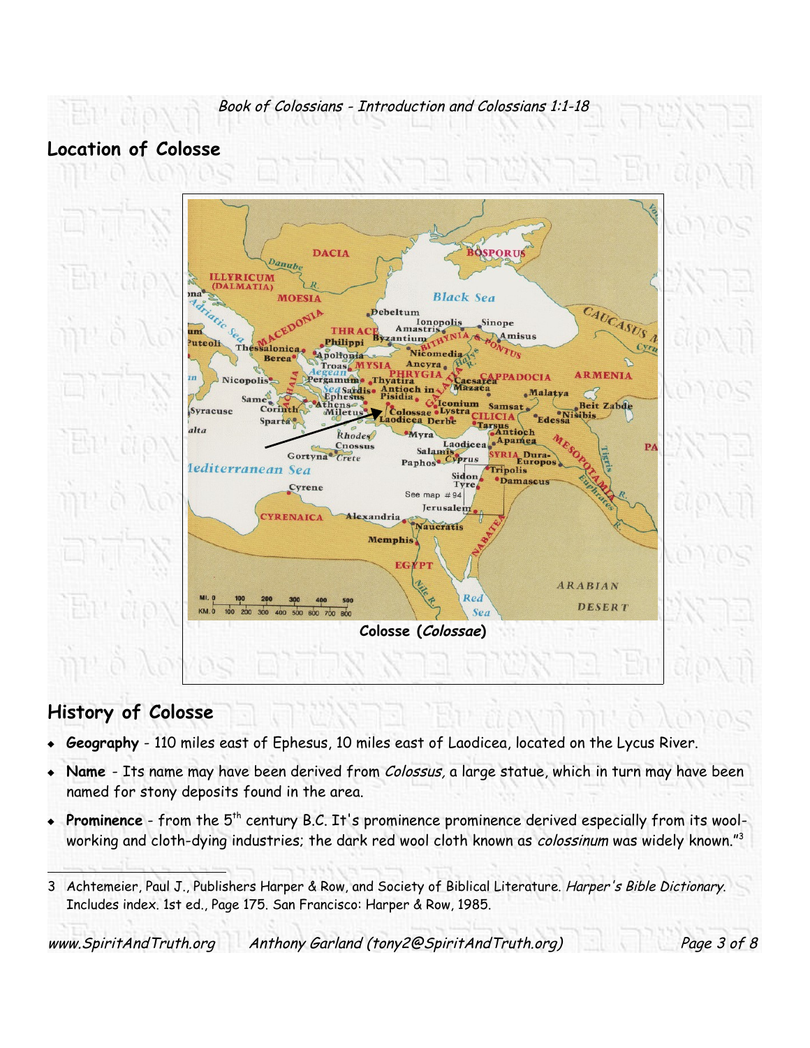## Location of Colosse

Colosse (*Colossae*)

## History of Colosse

- **Geography** - 110 miles east of Ephesus, 10 miles east of Laodicea, located on the Lycus River.
- **Name** - Its name may have been derived from *Colossus,* a large statue, which in turn may have been named for stony deposits found in the area.
- **Prominence** - from the 5th century B.C. It's prominence prominence derived especially from its wool-working and cloth-dying industries; the dark red wool cloth known as *colossinum* was widely known."[3]

---

3 Achtemeier, Paul J., Publishers Harper & Row, and Society of Biblical Literature. *Harper's Bible Dictionary.* Includes index. 1st ed., Page 175. San Francisco: Harper & Row, 1985.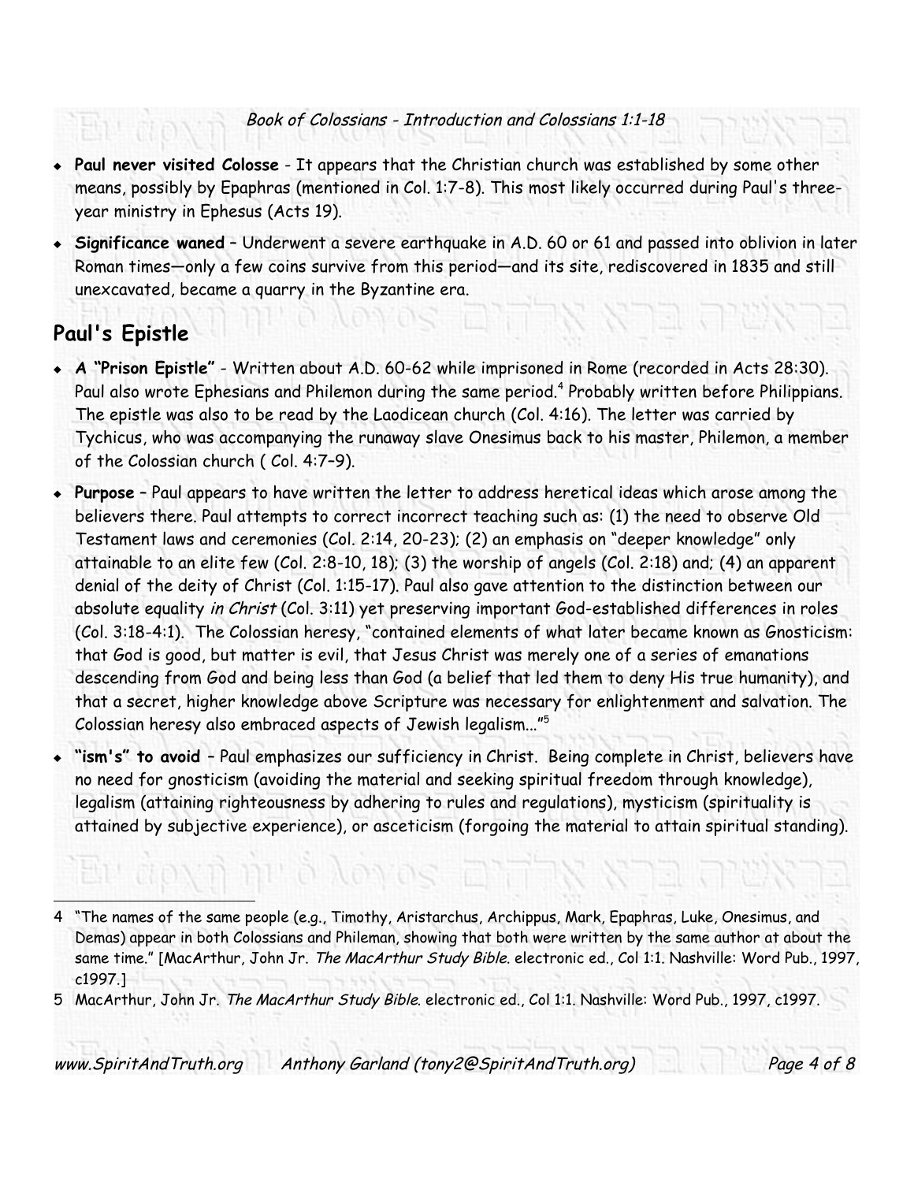- **Paul never visited Colosse** - It appears that the Christian church was established by some other means, possibly by Epaphras (mentioned in Col. 1:7-8). This most likely occurred during Paul's three-year ministry in Ephesus (Acts 19).
- **Significance waned** – Underwent a severe earthquake in A.D. 60 or 61 and passed into oblivion in later Roman times—only a few coins survive from this period—and its site, rediscovered in 1835 and still unexcavated, became a quarry in the Byzantine era.

## Paul's Epistle

- **A "Prison Epistle"** - Written about A.D. 60-62 while imprisoned in Rome (recorded in Acts 28:30). Paul also wrote Ephesians and Philemon during the same period.[4] Probably written before Philippians. The epistle was also to be read by the Laodicean church (Col. 4:16). The letter was carried by Tychicus, who was accompanying the runaway slave Onesimus back to his master, Philemon, a member of the Colossian church ( Col. 4:7–9).
- **Purpose** – Paul appears to have written the letter to address heretical ideas which arose among the believers there. Paul attempts to correct incorrect teaching such as: (1) the need to observe Old Testament laws and ceremonies (Col. 2:14, 20-23); (2) an emphasis on "deeper knowledge" only attainable to an elite few (Col. 2:8-10, 18); (3) the worship of angels (Col. 2:18) and; (4) an apparent denial of the deity of Christ (Col. 1:15-17). Paul also gave attention to the distinction between our absolute equality *in Christ* (Col. 3:11) yet preserving important God-established differences in roles (Col. 3:18-4:1). The Colossian heresy, "contained elements of what later became known as Gnosticism: that God is good, but matter is evil, that Jesus Christ was merely one of a series of emanations descending from God and being less than God (a belief that led them to deny His true humanity), and that a secret, higher knowledge above Scripture was necessary for enlightenment and salvation. The Colossian heresy also embraced aspects of Jewish legalism..."[5]
- **"ism's" to avoid** – Paul emphasizes our sufficiency in Christ. Being complete in Christ, believers have no need for gnosticism (avoiding the material and seeking spiritual freedom through knowledge), legalism (attaining righteousness by adhering to rules and regulations), mysticism (spirituality is attained by subjective experience), or asceticism (forgoing the material to attain spiritual standing).

---

4 "The names of the same people (e.g., Timothy, Aristarchus, Archippus, Mark, Epaphras, Luke, Onesimus, and Demas) appear in both Colossians and Phileman, showing that both were written by the same author at about the same time." [MacArthur, John Jr. *The MacArthur Study Bible*. electronic ed., Col 1:1. Nashville: Word Pub., 1997, c1997.]

5 MacArthur, John Jr. *The MacArthur Study Bible*. electronic ed., Col 1:1. Nashville: Word Pub., 1997, c1997.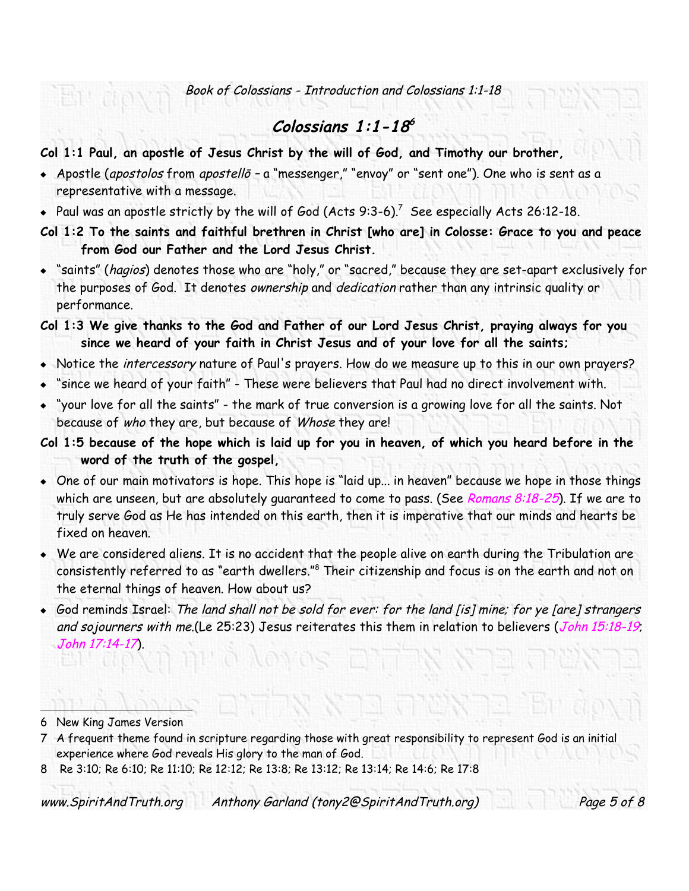## Colossians 1:1-18[6]

**Col 1:1 Paul, an apostle of Jesus Christ by the will of God, and Timothy our brother,**

- Apostle (*apostolos* from *apostellō* – a "messenger," "envoy" or "sent one"). One who is sent as a representative with a message.
- Paul was an apostle strictly by the will of God (Acts 9:3-6).[7] See especially Acts 26:12-18.

**Col 1:2 To the saints and faithful brethren in Christ [who are] in Colosse: Grace to you and peace from God our Father and the Lord Jesus Christ.**

- "saints" (*hagios*) denotes those who are "holy," or "sacred," because they are set-apart exclusively for the purposes of God. It denotes *ownership* and *dedication* rather than any intrinsic quality or performance.

**Col 1:3 We give thanks to the God and Father of our Lord Jesus Christ, praying always for you since we heard of your faith in Christ Jesus and of your love for all the saints;**

- Notice the *intercessory* nature of Paul's prayers. How do we measure up to this in our own prayers?
- "since we heard of your faith" - These were believers that Paul had no direct involvement with.
- "your love for all the saints" - the mark of true conversion is a growing love for all the saints. Not because of *who* they are, but because of *Whose* they are!

**Col 1:5 because of the hope which is laid up for you in heaven, of which you heard before in the word of the truth of the gospel,**

- One of our main motivators is hope. This hope is "laid up... in heaven" because we hope in those things which are unseen, but are absolutely guaranteed to come to pass. (See *Romans 8:18-25*). If we are to truly serve God as He has intended on this earth, then it is imperative that our minds and hearts be fixed on heaven.
- We are considered aliens. It is no accident that the people alive on earth during the Tribulation are consistently referred to as "earth dwellers."[8] Their citizenship and focus is on the earth and not on the eternal things of heaven. How about us?
- God reminds Israel: *The land shall not be sold for ever: for the land [is] mine; for ye [are] strangers and sojourners with me.*(Le 25:23) Jesus reiterates this them in relation to believers (*John 15:18-19*; *John 17:14-17*).

---

6 New King James Version

7 A frequent theme found in scripture regarding those with great responsibility to represent God is an initial experience where God reveals His glory to the man of God.

8 Re 3:10; Re 6:10; Re 11:10; Re 12:12; Re 13:8; Re 13:12; Re 13:14; Re 14:6; Re 17:8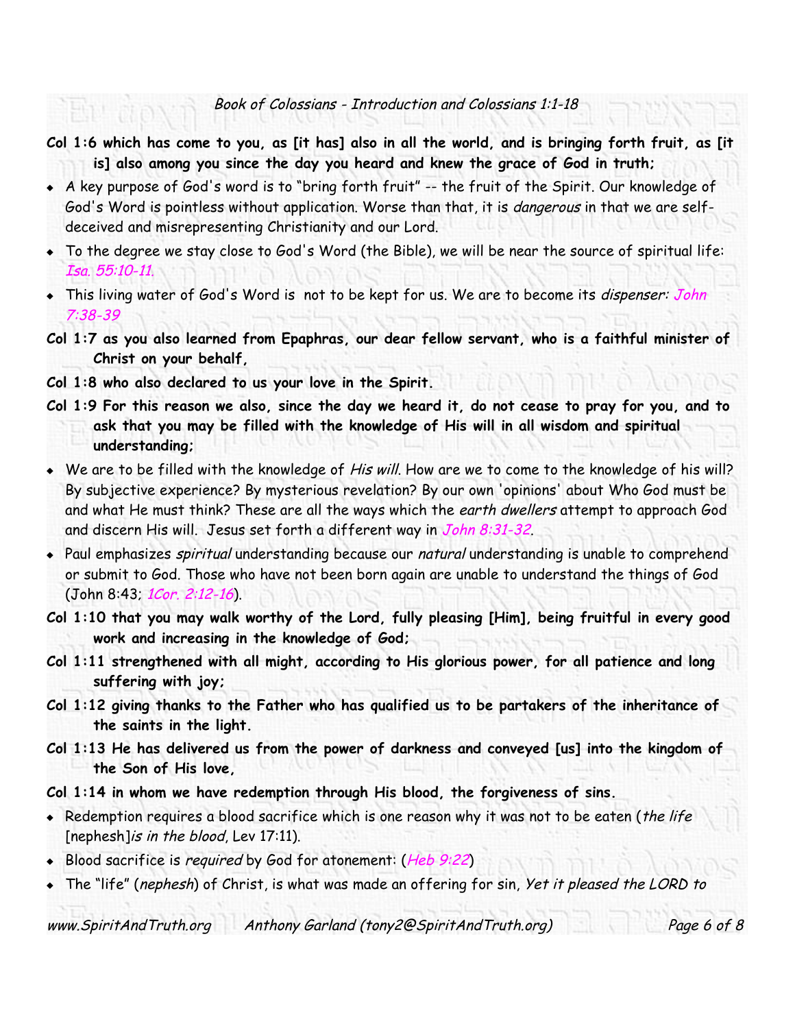**Col 1:6 which has come to you, as [it has] also in all the world, and is bringing forth fruit, as [it is] also among you since the day you heard and knew the grace of God in truth;**

- A key purpose of God's word is to "bring forth fruit" -- the fruit of the Spirit. Our knowledge of God's Word is pointless without application. Worse than that, it is *dangerous* in that we are self-deceived and misrepresenting Christianity and our Lord.
- To the degree we stay close to God's Word (the Bible), we will be near the source of spiritual life: *Isa. 55:10-11*.
- This living water of God's Word is not to be kept for us. We are to become its *dispenser: John 7:38-39*

**Col 1:7 as you also learned from Epaphras, our dear fellow servant, who is a faithful minister of Christ on your behalf,**

**Col 1:8 who also declared to us your love in the Spirit.**

**Col 1:9 For this reason we also, since the day we heard it, do not cease to pray for you, and to ask that you may be filled with the knowledge of His will in all wisdom and spiritual understanding;**

- We are to be filled with the knowledge of *His will*. How are we to come to the knowledge of his will? By subjective experience? By mysterious revelation? By our own 'opinions' about Who God must be and what He must think? These are all the ways which the *earth dwellers* attempt to approach God and discern His will. Jesus set forth a different way in *John 8:31-32*.
- Paul emphasizes *spiritual* understanding because our *natural* understanding is unable to comprehend or submit to God. Those who have not been born again are unable to understand the things of God (John 8:43; *1Cor. 2:12-16*).

**Col 1:10 that you may walk worthy of the Lord, fully pleasing [Him], being fruitful in every good work and increasing in the knowledge of God;**

**Col 1:11 strengthened with all might, according to His glorious power, for all patience and long suffering with joy;**

**Col 1:12 giving thanks to the Father who has qualified us to be partakers of the inheritance of the saints in the light.**

**Col 1:13 He has delivered us from the power of darkness and conveyed [us] into the kingdom of the Son of His love,**

**Col 1:14 in whom we have redemption through His blood, the forgiveness of sins.**

- Redemption requires a blood sacrifice which is one reason why it was not to be eaten (*the life* [nephesh]*is in the blood*, Lev 17:11).
- Blood sacrifice is *required* by God for atonement: (*Heb 9:22*)
- The "life" (*nephesh*) of Christ, is what was made an offering for sin, *Yet it pleased the LORD to*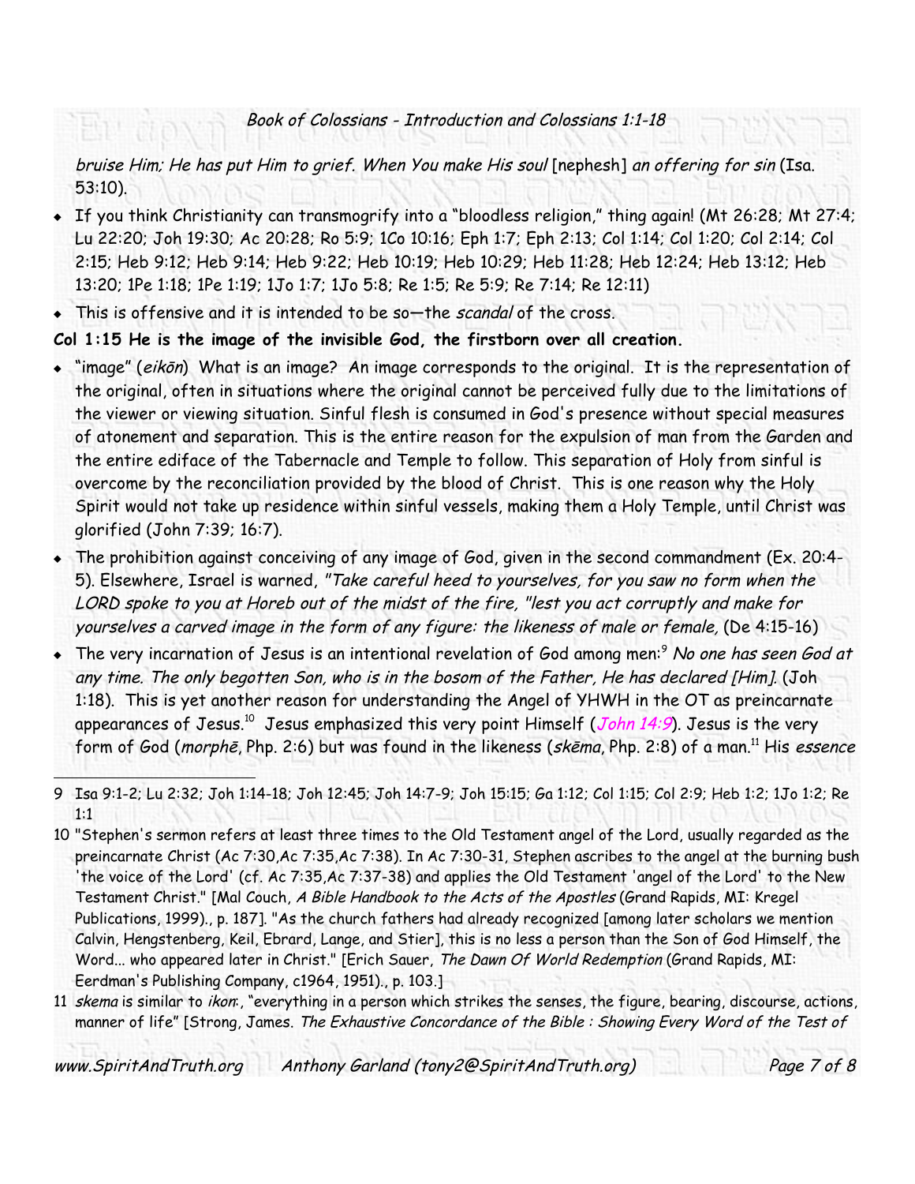*bruise Him; He has put Him to grief. When You make His soul* [nephesh] *an offering for sin* (Isa. 53:10).

- If you think Christianity can transmogrify into a "bloodless religion," thing again! (Mt 26:28; Mt 27:4; Lu 22:20; Joh 19:30; Ac 20:28; Ro 5:9; 1Co 10:16; Eph 1:7; Eph 2:13; Col 1:14; Col 1:20; Col 2:14; Col 2:15; Heb 9:12; Heb 9:14; Heb 9:22; Heb 10:19; Heb 10:29; Heb 11:28; Heb 12:24; Heb 13:12; Heb 13:20; 1Pe 1:18; 1Pe 1:19; 1Jo 1:7; 1Jo 5:8; Re 1:5; Re 5:9; Re 7:14; Re 12:11)
- This is offensive and it is intended to be so—the *scandal* of the cross.

**Col 1:15 He is the image of the invisible God, the firstborn over all creation.**

- "image" (*eikōn*) What is an image? An image corresponds to the original. It is the representation of the original, often in situations where the original cannot be perceived fully due to the limitations of the viewer or viewing situation. Sinful flesh is consumed in God's presence without special measures of atonement and separation. This is the entire reason for the expulsion of man from the Garden and the entire ediface of the Tabernacle and Temple to follow. This separation of Holy from sinful is overcome by the reconciliation provided by the blood of Christ. This is one reason why the Holy Spirit would not take up residence within sinful vessels, making them a Holy Temple, until Christ was glorified (John 7:39; 16:7).
- The prohibition against conceiving of any image of God, given in the second commandment (Ex. 20:4-5). Elsewhere, Israel is warned, *"Take careful heed to yourselves, for you saw no form when the LORD spoke to you at Horeb out of the midst of the fire, "lest you act corruptly and make for yourselves a carved image in the form of any figure: the likeness of male or female,* (De 4:15-16)
- The very incarnation of Jesus is an intentional revelation of God among men:[9] *No one has seen God at any time. The only begotten Son, who is in the bosom of the Father, He has declared [Him].* (Joh 1:18). This is yet another reason for understanding the Angel of YHWH in the OT as preincarnate appearances of Jesus.[10] Jesus emphasized this very point Himself (*John 14:9*). Jesus is the very form of God (*morphē*, Php. 2:6) but was found in the likeness (*skēma*, Php. 2:8) of a man.[11] His *essence*

---

9 Isa 9:1-2; Lu 2:32; Joh 1:14-18; Joh 12:45; Joh 14:7-9; Joh 15:15; Ga 1:12; Col 1:15; Col 2:9; Heb 1:2; 1Jo 1:2; Re 1:1

10 "Stephen's sermon refers at least three times to the Old Testament angel of the Lord, usually regarded as the preincarnate Christ (Ac 7:30,Ac 7:35,Ac 7:38). In Ac 7:30-31, Stephen ascribes to the angel at the burning bush 'the voice of the Lord' (cf. Ac 7:35,Ac 7:37-38) and applies the Old Testament 'angel of the Lord' to the New Testament Christ." [Mal Couch, *A Bible Handbook to the Acts of the Apostles* (Grand Rapids, MI: Kregel Publications, 1999)., p. 187]. "As the church fathers had already recognized [among later scholars we mention Calvin, Hengstenberg, Keil, Ebrard, Lange, and Stier], this is no less a person than the Son of God Himself, the Word... who appeared later in Christ." [Erich Sauer, *The Dawn Of World Redemption* (Grand Rapids, MI: Eerdman's Publishing Company, c1964, 1951)., p. 103.]

11 *skema* is similar to *ikon*:, "everything in a person which strikes the senses, the figure, bearing, discourse, actions, manner of life" [Strong, James. *The Exhaustive Concordance of the Bible : Showing Every Word of the Test of*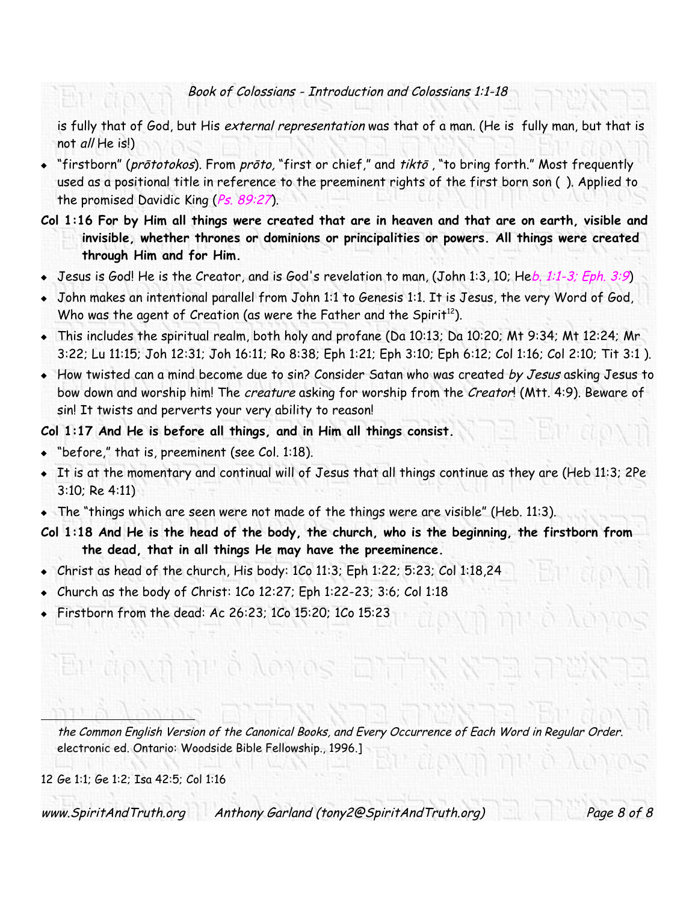is fully that of God, but His *external representation* was that of a man. (He is fully man, but that is not *all* He is!)

- "firstborn" (*prōtotokos*). From *prōto,* "first or chief," and *tiktō* , "to bring forth." Most frequently used as a positional title in reference to the preeminent rights of the first born son ( ). Applied to the promised Davidic King (*Ps. 89:27*).

**Col 1:16 For by Him all things were created that are in heaven and that are on earth, visible and invisible, whether thrones or dominions or principalities or powers. All things were created through Him and for Him.**

- Jesus is God! He is the Creator, and is God's revelation to man, (John 1:3, 10; He*b. 1:1-3; Eph. 3:9*)
- John makes an intentional parallel from John 1:1 to Genesis 1:1. It is Jesus, the very Word of God, Who was the agent of Creation (as were the Father and the Spirit[12]).
- This includes the spiritual realm, both holy and profane (Da 10:13; Da 10:20; Mt 9:34; Mt 12:24; Mr 3:22; Lu 11:15; Joh 12:31; Joh 16:11; Ro 8:38; Eph 1:21; Eph 3:10; Eph 6:12; Col 1:16; Col 2:10; Tit 3:1 ).
- How twisted can a mind become due to sin? Consider Satan who was created *by Jesus* asking Jesus to bow down and worship him! The *creature* asking for worship from the *Creator*! (Mtt. 4:9). Beware of sin! It twists and perverts your very ability to reason!

**Col 1:17 And He is before all things, and in Him all things consist.**

- "before," that is, preeminent (see Col. 1:18).
- It is at the momentary and continual will of Jesus that all things continue as they are (Heb 11:3; 2Pe 3:10; Re 4:11)
- The "things which are seen were not made of the things were are visible" (Heb. 11:3).

**Col 1:18 And He is the head of the body, the church, who is the beginning, the firstborn from the dead, that in all things He may have the preeminence.**

- Christ as head of the church, His body: 1Co 11:3; Eph 1:22; 5:23; Col 1:18,24
- Church as the body of Christ: 1Co 12:27; Eph 1:22-23; 3:6; Col 1:18
- Firstborn from the dead: Ac 26:23; 1Co 15:20; 1Co 15:23

---

*the Common English Version of the Canonical Books, and Every Occurrence of Each Word in Regular Order.* electronic ed. Ontario: Woodside Bible Fellowship., 1996.]

12 Ge 1:1; Ge 1:2; Isa 42:5; Col 1:16